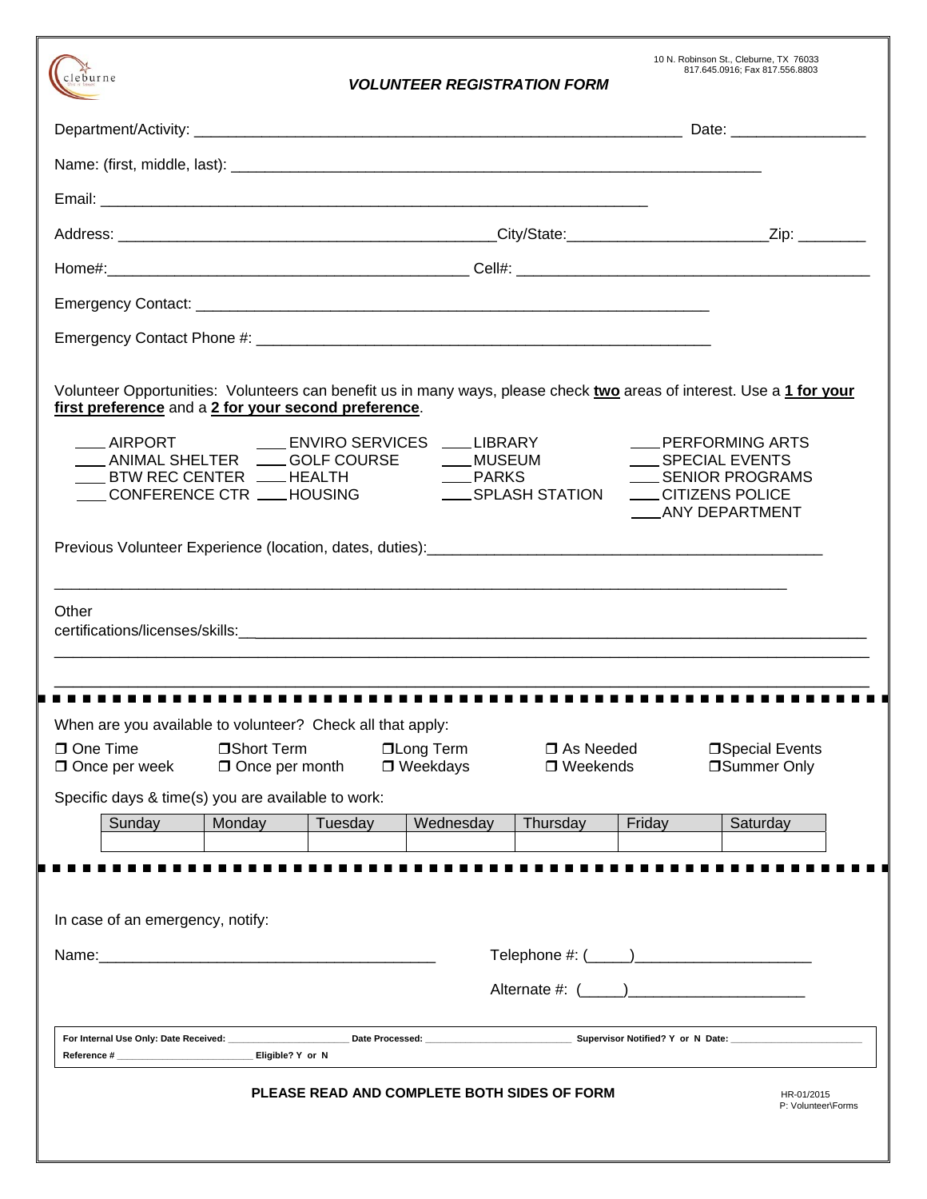10 N. Robinson St., Cleburne, TX 76033
817.645.0916; Fax 817.556.8803

# *VOLUNTEER REGISTRATION FORM*

Department/Activity: ____________________________________________________________ Date: ________________

Name: (first, middle, last): _________________________________________________________________

Email: ____________________________________________________________________

Address: ______________________________________________City/State:________________________Zip: ________

Home#:_____________________________________________ Cell#: _________________________________________

Emergency Contact: _______________________________________________________________

Emergency Contact Phone #: _______________________________________________________

Volunteer Opportunities: Volunteers can benefit us in many ways, please check **two** areas of interest. Use a **1 for your first preference** and a **2 for your second preference**.

____ AIRPORT
____ ANIMAL SHELTER
____ BTW REC CENTER
____ CONFERENCE CTR
____ ENVIRO SERVICES
____ GOLF COURSE
____ HEALTH
____ HOUSING
____ LIBRARY
____ MUSEUM
____ PARKS
____ SPLASH STATION
____ PERFORMING ARTS
____ SPECIAL EVENTS
____ SENIOR PROGRAMS
____ CITIZENS POLICE
____ ANY DEPARTMENT

Previous Volunteer Experience (location, dates, duties):_______________________________________________

_________________________________________________________________________________________

Other certifications/licenses/skills:______________________________________________________________

_________________________________________________________________________________________

_________________________________________________________________________________________

When are you available to volunteer? Check all that apply:

❒ One Time ❒ Short Term ❒ Long Term ❒ As Needed ❒ Special Events
❒ Once per week ❒ Once per month ❒ Weekdays ❒ Weekends ❒ Summer Only

Specific days & time(s) you are available to work:

| Sunday | Monday | Tuesday | Wednesday | Thursday | Friday | Saturday |
|---|---|---|---|---|---|---|
| | | | | | | |

In case of an emergency, notify:

Name:________________________________________ Telephone #: (_____)_____________________

Alternate #: (_____)_____________________

**For Internal Use Only: Date Received:** ______________________ **Date Processed:** __________________________ **Supervisor Notified? Y or N Date:** ________________________
**Reference #** _________________________ **Eligible? Y or N**

**PLEASE READ AND COMPLETE BOTH SIDES OF FORM**

HR-01/2015
P: Volunteer\Forms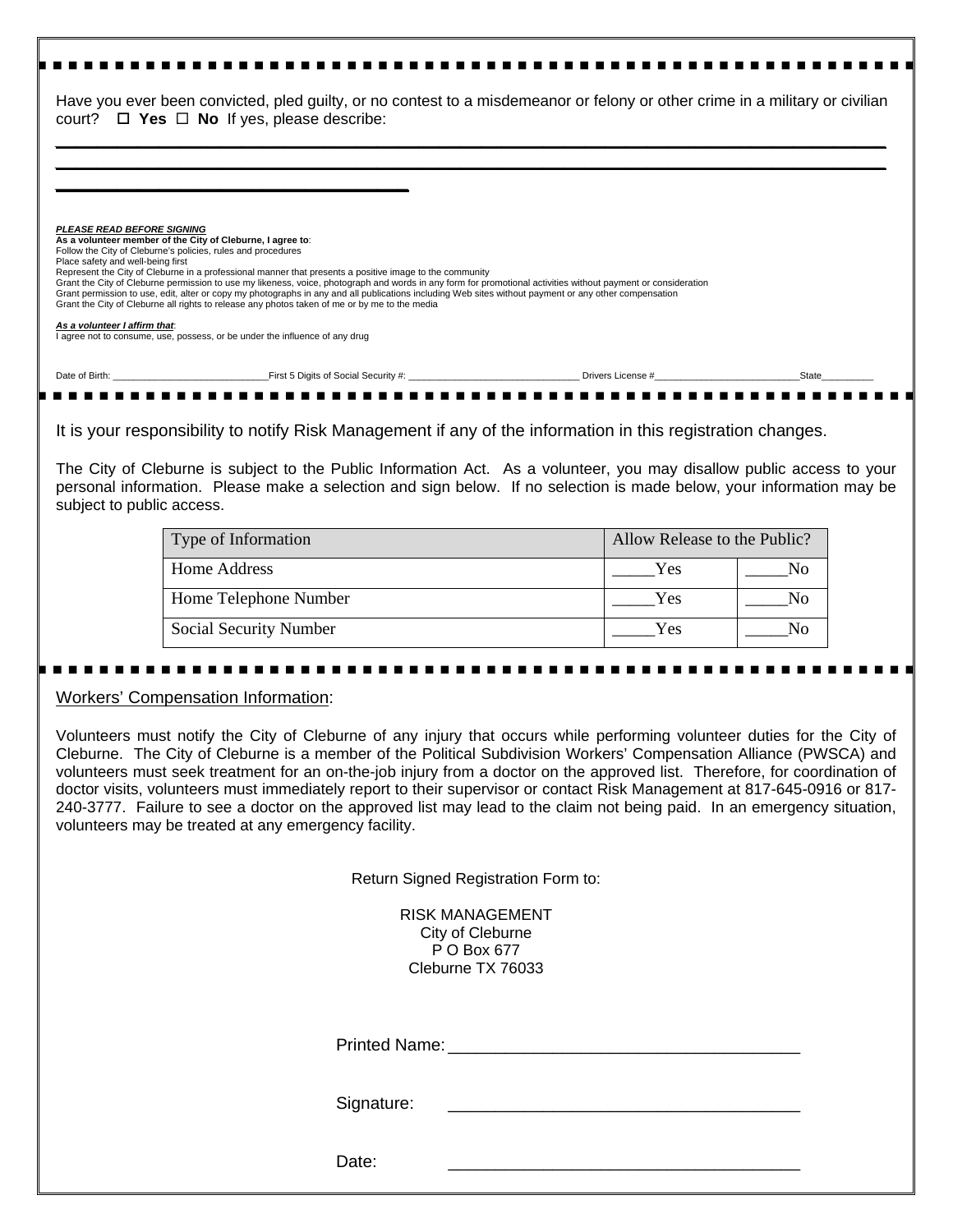Have you ever been convicted, pled guilty, or no contest to a misdemeanor or felony or other crime in a military or civilian court? ☐ **Yes** ☐ **No** If yes, please describe:

_______________________________________________________________________________

_______________________________________________________________________________

_______________________________________

***PLEASE READ BEFORE SIGNING***

**As a volunteer member of the City of Cleburne, I agree to**:

Follow the City of Cleburne's policies, rules and procedures
Place safety and well-being first
Represent the City of Cleburne in a professional manner that presents a positive image to the community
Grant the City of Cleburne permission to use my likeness, voice, photograph and words in any form for promotional activities without payment or consideration
Grant permission to use, edit, alter or copy my photographs in any and all publications including Web sites without payment or any other compensation
Grant the City of Cleburne all rights to release any photos taken of me or by me to the media

***As a volunteer I affirm that***:

I agree not to consume, use, possess, or be under the influence of any drug

Date of Birth: ____________________________First 5 Digits of Social Security #: _______________________________ Drivers License #__________________________State_________

It is your responsibility to notify Risk Management if any of the information in this registration changes.

The City of Cleburne is subject to the Public Information Act. As a volunteer, you may disallow public access to your personal information. Please make a selection and sign below. If no selection is made below, your information may be subject to public access.

| Type of Information | Allow Release to the Public? | |
|---|---|---|
| Home Address | _____Yes | _____No |
| Home Telephone Number | _____Yes | _____No |
| Social Security Number | _____Yes | _____No |

Workers' Compensation Information:

Volunteers must notify the City of Cleburne of any injury that occurs while performing volunteer duties for the City of Cleburne. The City of Cleburne is a member of the Political Subdivision Workers' Compensation Alliance (PWSCA) and volunteers must seek treatment for an on-the-job injury from a doctor on the approved list. Therefore, for coordination of doctor visits, volunteers must immediately report to their supervisor or contact Risk Management at 817-645-0916 or 817-240-3777. Failure to see a doctor on the approved list may lead to the claim not being paid. In an emergency situation, volunteers may be treated at any emergency facility.

Return Signed Registration Form to:

RISK MANAGEMENT
City of Cleburne
P O Box 677
Cleburne TX 76033

Printed Name: _____________________________________

Signature: _____________________________________

Date: _____________________________________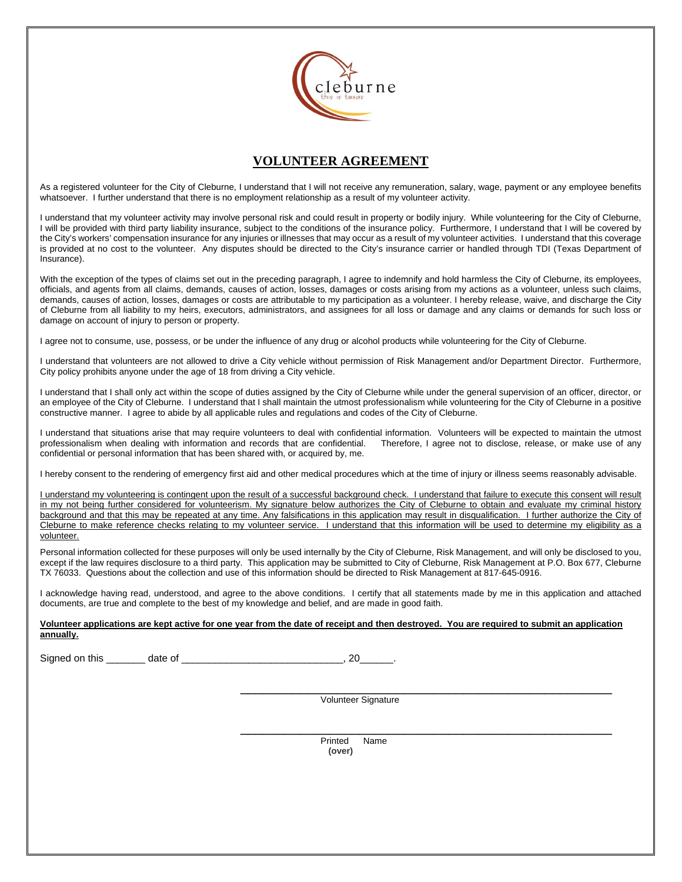# VOLUNTEER AGREEMENT

As a registered volunteer for the City of Cleburne, I understand that I will not receive any remuneration, salary, wage, payment or any employee benefits whatsoever. I further understand that there is no employment relationship as a result of my volunteer activity.

I understand that my volunteer activity may involve personal risk and could result in property or bodily injury. While volunteering for the City of Cleburne, I will be provided with third party liability insurance, subject to the conditions of the insurance policy. Furthermore, I understand that I will be covered by the City's workers' compensation insurance for any injuries or illnesses that may occur as a result of my volunteer activities. I understand that this coverage is provided at no cost to the volunteer. Any disputes should be directed to the City's insurance carrier or handled through TDI (Texas Department of Insurance).

With the exception of the types of claims set out in the preceding paragraph, I agree to indemnify and hold harmless the City of Cleburne, its employees, officials, and agents from all claims, demands, causes of action, losses, damages or costs arising from my actions as a volunteer, unless such claims, demands, causes of action, losses, damages or costs are attributable to my participation as a volunteer. I hereby release, waive, and discharge the City of Cleburne from all liability to my heirs, executors, administrators, and assignees for all loss or damage and any claims or demands for such loss or damage on account of injury to person or property.

I agree not to consume, use, possess, or be under the influence of any drug or alcohol products while volunteering for the City of Cleburne.

I understand that volunteers are not allowed to drive a City vehicle without permission of Risk Management and/or Department Director. Furthermore, City policy prohibits anyone under the age of 18 from driving a City vehicle.

I understand that I shall only act within the scope of duties assigned by the City of Cleburne while under the general supervision of an officer, director, or an employee of the City of Cleburne. I understand that I shall maintain the utmost professionalism while volunteering for the City of Cleburne in a positive constructive manner. I agree to abide by all applicable rules and regulations and codes of the City of Cleburne.

I understand that situations arise that may require volunteers to deal with confidential information. Volunteers will be expected to maintain the utmost professionalism when dealing with information and records that are confidential. Therefore, I agree not to disclose, release, or make use of any confidential or personal information that has been shared with, or acquired by, me.

I hereby consent to the rendering of emergency first aid and other medical procedures which at the time of injury or illness seems reasonably advisable.

<u>I understand my volunteering is contingent upon the result of a successful background check. I understand that failure to execute this consent will result in my not being further considered for volunteerism. My signature below authorizes the City of Cleburne to obtain and evaluate my criminal history background and that this may be repeated at any time. Any falsifications in this application may result in disqualification. I further authorize the City of Cleburne to make reference checks relating to my volunteer service. I understand that this information will be used to determine my eligibility as a volunteer.</u>

Personal information collected for these purposes will only be used internally by the City of Cleburne, Risk Management, and will only be disclosed to you, except if the law requires disclosure to a third party. This application may be submitted to City of Cleburne, Risk Management at P.O. Box 677, Cleburne TX 76033. Questions about the collection and use of this information should be directed to Risk Management at 817-645-0916.

I acknowledge having read, understood, and agree to the above conditions. I certify that all statements made by me in this application and attached documents, are true and complete to the best of my knowledge and belief, and are made in good faith.

**<u>Volunteer applications are kept active for one year from the date of receipt and then destroyed. You are required to submit an application annually.</u>**

Signed on this _______ date of ____________________________, 20______.

______________________________________________
Volunteer Signature

______________________________________________
Printed Name

**(over)**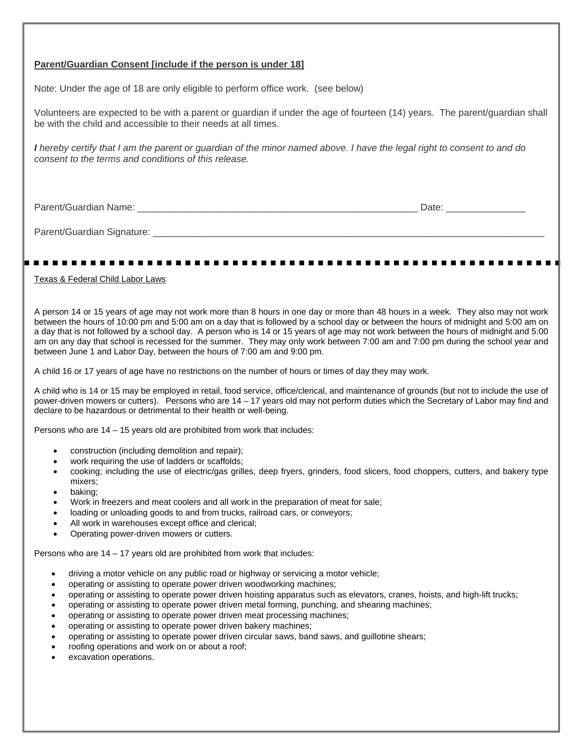**Parent/Guardian Consent [include if the person is under 18]**

Note: Under the age of 18 are only eligible to perform office work. (see below)

Volunteers are expected to be with a parent or guardian if under the age of fourteen (14) years. The parent/guardian shall be with the child and accessible to their needs at all times.

***I** hereby certify that I am the parent or guardian of the minor named above. I have the legal right to consent to and do consent to the terms and conditions of this release.*

Parent/Guardian Name: _______________________________________________________ Date: _______________

Parent/Guardian Signature: ___________________________________________________________________________

---

Texas & Federal Child Labor Laws

A person 14 or 15 years of age may not work more than 8 hours in one day or more than 48 hours in a week. They also may not work between the hours of 10:00 pm and 5:00 am on a day that is followed by a school day or between the hours of midnight and 5:00 am on a day that is not followed by a school day. A person who is 14 or 15 years of age may not work between the hours of midnight and 5:00 am on any day that school is recessed for the summer. They may only work between 7:00 am and 7:00 pm during the school year and between June 1 and Labor Day, between the hours of 7:00 am and 9:00 pm.

A child 16 or 17 years of age have no restrictions on the number of hours or times of day they may work.

A child who is 14 or 15 may be employed in retail, food service, office/clerical, and maintenance of grounds (but not to include the use of power-driven mowers or cutters). Persons who are 14 – 17 years old may not perform duties which the Secretary of Labor may find and declare to be hazardous or detrimental to their health or well-being.

Persons who are 14 – 15 years old are prohibited from work that includes:

- construction (including demolition and repair);
- work requiring the use of ladders or scaffolds;
- cooking; including the use of electric/gas grilles, deep fryers, grinders, food slicers, food choppers, cutters, and bakery type mixers;
- baking;
- Work in freezers and meat coolers and all work in the preparation of meat for sale;
- loading or unloading goods to and from trucks, railroad cars, or conveyors;
- All work in warehouses except office and clerical;
- Operating power-driven mowers or cutters.

Persons who are 14 – 17 years old are prohibited from work that includes:

- driving a motor vehicle on any public road or highway or servicing a motor vehicle;
- operating or assisting to operate power driven woodworking machines;
- operating or assisting to operate power driven hoisting apparatus such as elevators, cranes, hoists, and high-lift trucks;
- operating or assisting to operate power driven metal forming, punching, and shearing machines;
- operating or assisting to operate power driven meat processing machines;
- operating or assisting to operate power driven bakery machines;
- operating or assisting to operate power driven circular saws, band saws, and guillotine shears;
- roofing operations and work on or about a roof;
- excavation operations.